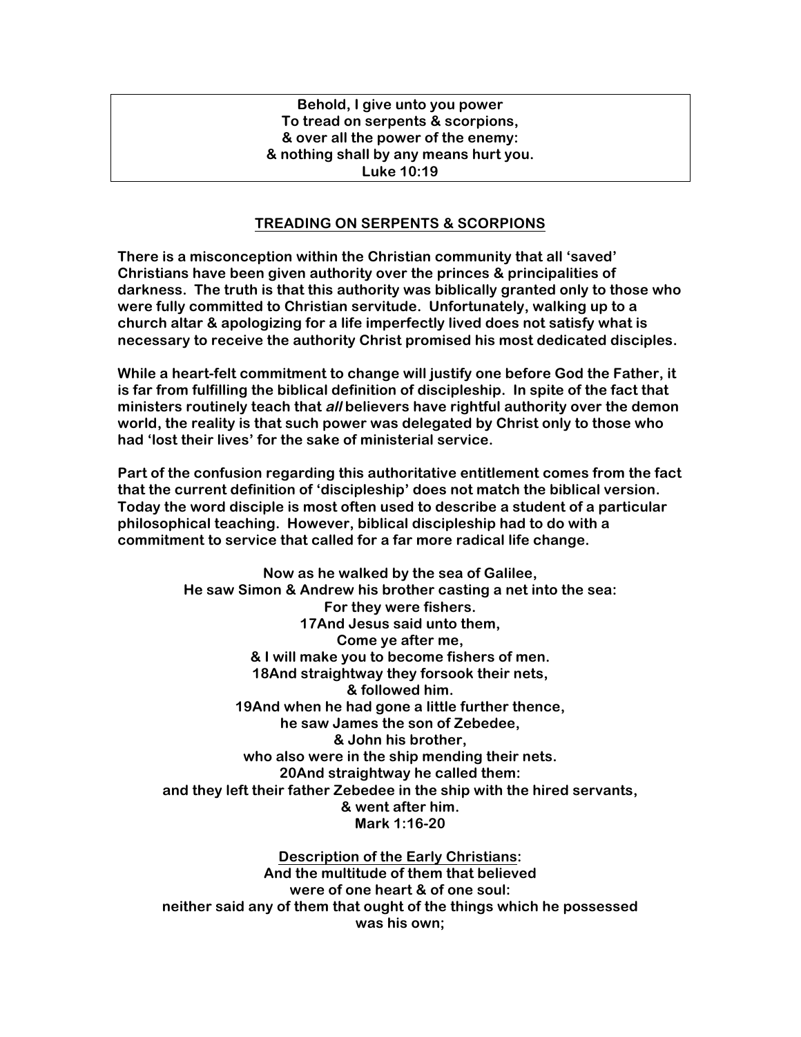**Behold, I give unto you power**
**To tread on serpents & scorpions,**
**& over all the power of the enemy:**
**& nothing shall by any means hurt you.**
**Luke 10:19**

## TREADING ON SERPENTS & SCORPIONS

**There is a misconception within the Christian community that all 'saved' Christians have been given authority over the princes & principalities of darkness. The truth is that this authority was biblically granted only to those who were fully committed to Christian servitude. Unfortunately, walking up to a church altar & apologizing for a life imperfectly lived does not satisfy what is necessary to receive the authority Christ promised his most dedicated disciples.**

**While a heart-felt commitment to change will justify one before God the Father, it is far from fulfilling the biblical definition of discipleship. In spite of the fact that ministers routinely teach that *all* believers have rightful authority over the demon world, the reality is that such power was delegated by Christ only to those who had 'lost their lives' for the sake of ministerial service.**

**Part of the confusion regarding this authoritative entitlement comes from the fact that the current definition of 'discipleship' does not match the biblical version. Today the word disciple is most often used to describe a student of a particular philosophical teaching. However, biblical discipleship had to do with a commitment to service that called for a far more radical life change.**

**Now as he walked by the sea of Galilee,**
**He saw Simon & Andrew his brother casting a net into the sea:**
**For they were fishers.**
**17And Jesus said unto them,**
**Come ye after me,**
**& I will make you to become fishers of men.**
**18And straightway they forsook their nets,**
**& followed him.**
**19And when he had gone a little further thence,**
**he saw James the son of Zebedee,**
**& John his brother,**
**who also were in the ship mending their nets.**
**20And straightway he called them:**
**and they left their father Zebedee in the ship with the hired servants,**
**& went after him.**
**Mark 1:16-20**

**Description of the Early Christians:**
**And the multitude of them that believed**
**were of one heart & of one soul:**
**neither said any of them that ought of the things which he possessed**
**was his own;**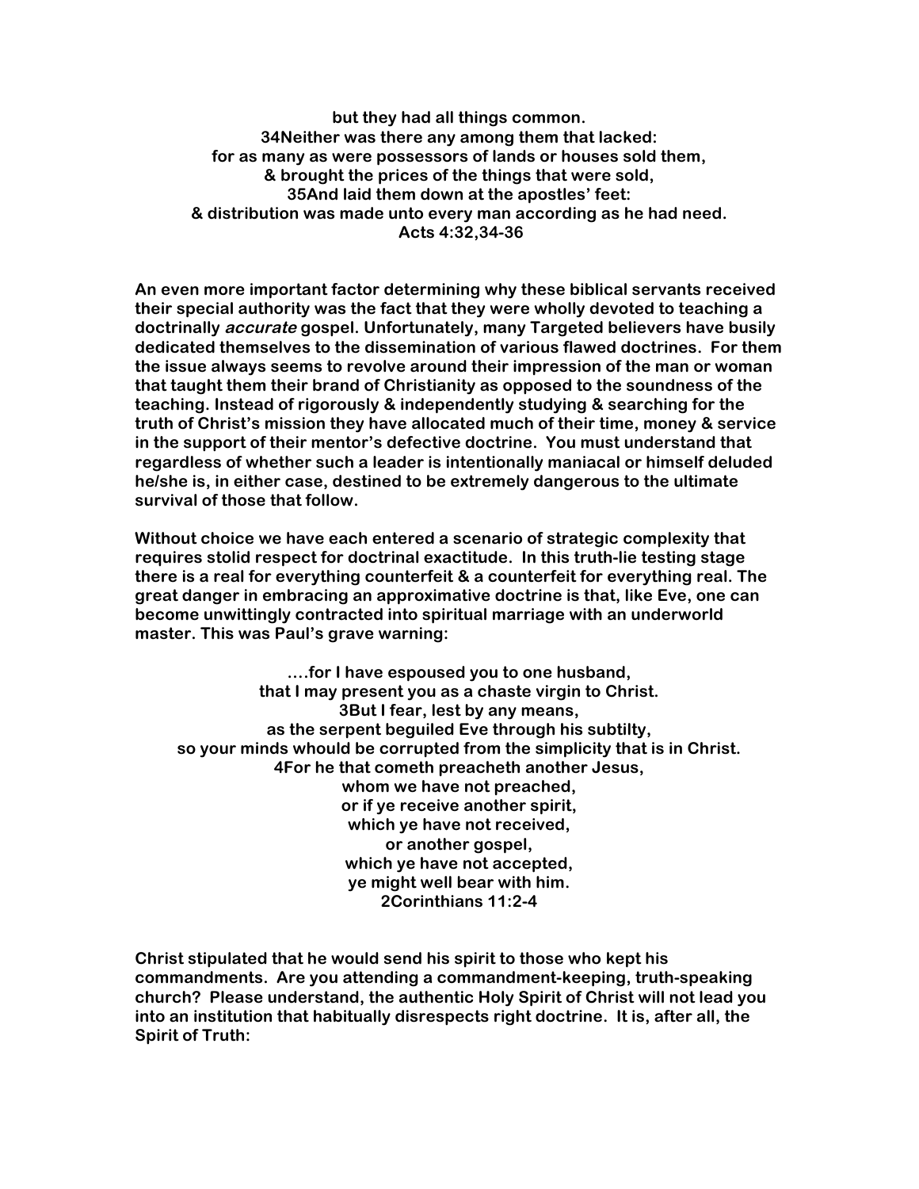**but they had all things common.**
**34Neither was there any among them that lacked:**
**for as many as were possessors of lands or houses sold them,**
**& brought the prices of the things that were sold,**
**35And laid them down at the apostles' feet:**
**& distribution was made unto every man according as he had need.**
**Acts 4:32,34-36**

**An even more important factor determining why these biblical servants received their special authority was the fact that they were wholly devoted to teaching a doctrinally *accurate* gospel. Unfortunately, many Targeted believers have busily dedicated themselves to the dissemination of various flawed doctrines. For them the issue always seems to revolve around their impression of the man or woman that taught them their brand of Christianity as opposed to the soundness of the teaching. Instead of rigorously & independently studying & searching for the truth of Christ's mission they have allocated much of their time, money & service in the support of their mentor's defective doctrine. You must understand that regardless of whether such a leader is intentionally maniacal or himself deluded he/she is, in either case, destined to be extremely dangerous to the ultimate survival of those that follow.**

**Without choice we have each entered a scenario of strategic complexity that requires stolid respect for doctrinal exactitude. In this truth-lie testing stage there is a real for everything counterfeit & a counterfeit for everything real. The great danger in embracing an approximative doctrine is that, like Eve, one can become unwittingly contracted into spiritual marriage with an underworld master. This was Paul's grave warning:**

**....for I have espoused you to one husband,**
**that I may present you as a chaste virgin to Christ.**
**3But I fear, lest by any means,**
**as the serpent beguiled Eve through his subtilty,**
**so your minds whould be corrupted from the simplicity that is in Christ.**
**4For he that cometh preacheth another Jesus,**
**whom we have not preached,**
**or if ye receive another spirit,**
**which ye have not received,**
**or another gospel,**
**which ye have not accepted,**
**ye might well bear with him.**
**2Corinthians 11:2-4**

**Christ stipulated that he would send his spirit to those who kept his commandments. Are you attending a commandment-keeping, truth-speaking church? Please understand, the authentic Holy Spirit of Christ will not lead you into an institution that habitually disrespects right doctrine. It is, after all, the Spirit of Truth:**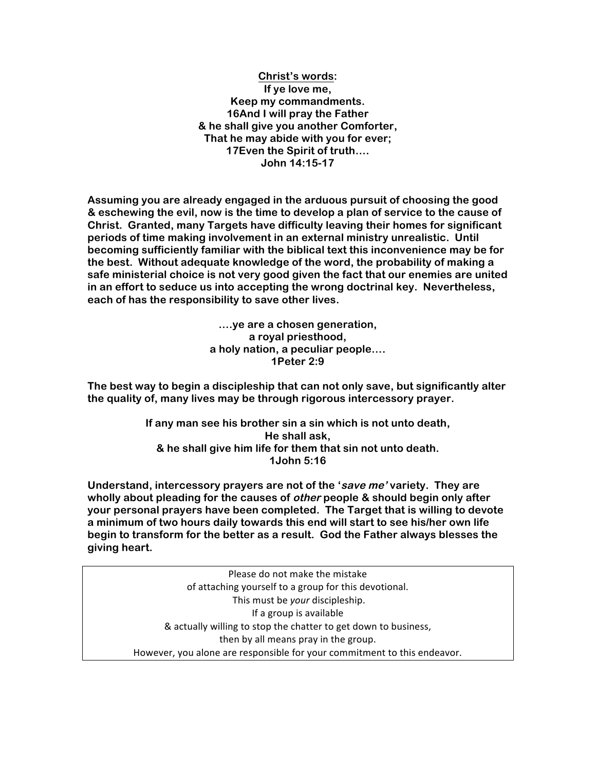**<u>Christ's words</u>:**
**If ye love me,**
**Keep my commandments.**
**16And I will pray the Father**
**& he shall give you another Comforter,**
**That he may abide with you for ever;**
**17Even the Spirit of truth….**
**John 14:15-17**

**Assuming you are already engaged in the arduous pursuit of choosing the good & eschewing the evil, now is the time to develop a plan of service to the cause of Christ. Granted, many Targets have difficulty leaving their homes for significant periods of time making involvement in an external ministry unrealistic. Until becoming sufficiently familiar with the biblical text this inconvenience may be for the best. Without adequate knowledge of the word, the probability of making a safe ministerial choice is not very good given the fact that our enemies are united in an effort to seduce us into accepting the wrong doctrinal key. Nevertheless, each of has the responsibility to save other lives.**

**….ye are a chosen generation,**
**a royal priesthood,**
**a holy nation, a peculiar people….**
**1Peter 2:9**

**The best way to begin a discipleship that can not only save, but significantly alter the quality of, many lives may be through rigorous intercessory prayer.**

**If any man see his brother sin a sin which is not unto death,**
**He shall ask,**
**& he shall give him life for them that sin not unto death.**
**1John 5:16**

**Understand, intercessory prayers are not of the '*save me'* variety. They are wholly about pleading for the causes of *other* people & should begin only after your personal prayers have been completed. The Target that is willing to devote a minimum of two hours daily towards this end will start to see his/her own life begin to transform for the better as a result. God the Father always blesses the giving heart.**

Please do not make the mistake
of attaching yourself to a group for this devotional.
This must be *your* discipleship.
If a group is available
& actually willing to stop the chatter to get down to business,
then by all means pray in the group.
However, you alone are responsible for your commitment to this endeavor.